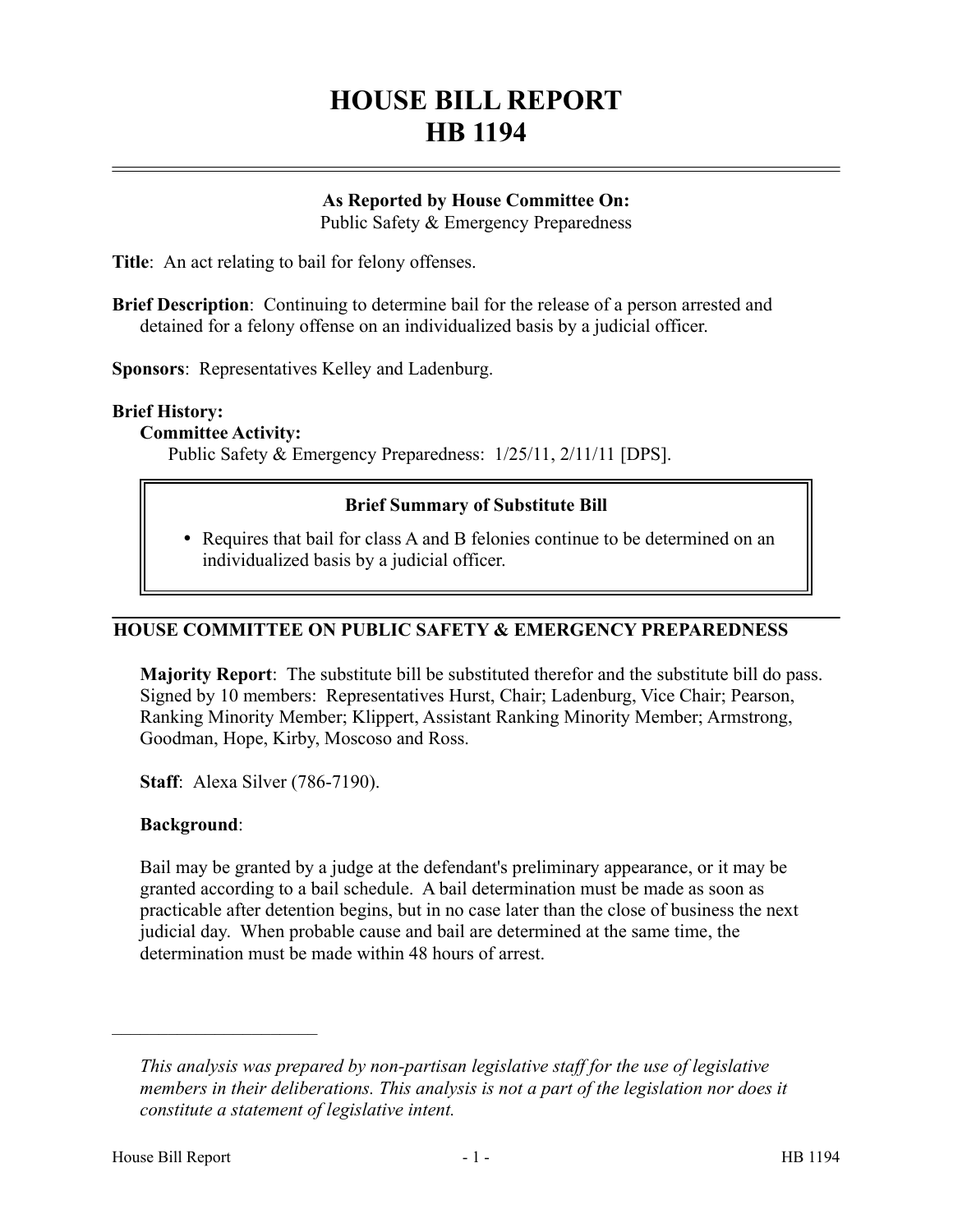# HOUSE BILL REPORT
# HB 1194

**As Reported by House Committee On:**
Public Safety & Emergency Preparedness

**Title**: An act relating to bail for felony offenses.

**Brief Description**: Continuing to determine bail for the release of a person arrested and detained for a felony offense on an individualized basis by a judicial officer.

**Sponsors**: Representatives Kelley and Ladenburg.

**Brief History:**

**Committee Activity:**

Public Safety & Emergency Preparedness: 1/25/11, 2/11/11 [DPS].

**Brief Summary of Substitute Bill**

- Requires that bail for class A and B felonies continue to be determined on an individualized basis by a judicial officer.

## HOUSE COMMITTEE ON PUBLIC SAFETY & EMERGENCY PREPAREDNESS

**Majority Report**: The substitute bill be substituted therefor and the substitute bill do pass. Signed by 10 members: Representatives Hurst, Chair; Ladenburg, Vice Chair; Pearson, Ranking Minority Member; Klippert, Assistant Ranking Minority Member; Armstrong, Goodman, Hope, Kirby, Moscoso and Ross.

**Staff**: Alexa Silver (786-7190).

**Background**:

Bail may be granted by a judge at the defendant's preliminary appearance, or it may be granted according to a bail schedule. A bail determination must be made as soon as practicable after detention begins, but in no case later than the close of business the next judicial day. When probable cause and bail are determined at the same time, the determination must be made within 48 hours of arrest.

*This analysis was prepared by non-partisan legislative staff for the use of legislative members in their deliberations. This analysis is not a part of the legislation nor does it constitute a statement of legislative intent.*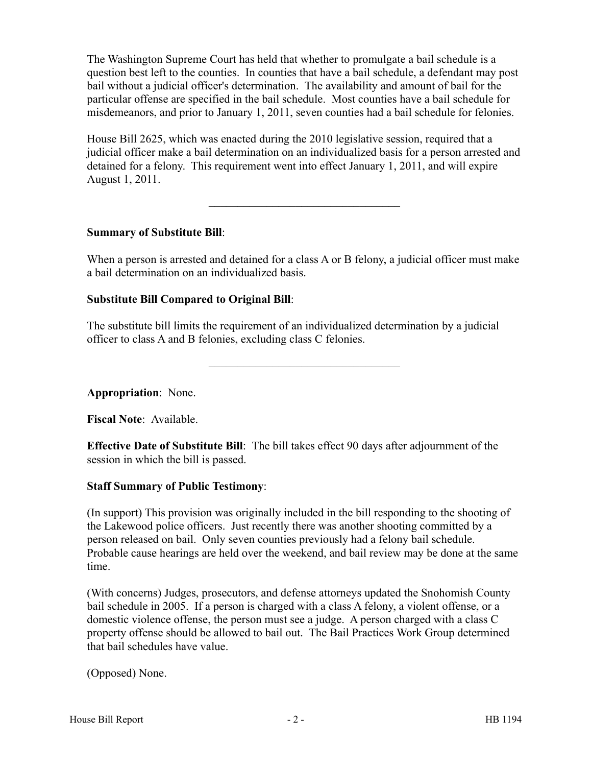The Washington Supreme Court has held that whether to promulgate a bail schedule is a question best left to the counties. In counties that have a bail schedule, a defendant may post bail without a judicial officer's determination. The availability and amount of bail for the particular offense are specified in the bail schedule. Most counties have a bail schedule for misdemeanors, and prior to January 1, 2011, seven counties had a bail schedule for felonies.

House Bill 2625, which was enacted during the 2010 legislative session, required that a judicial officer make a bail determination on an individualized basis for a person arrested and detained for a felony. This requirement went into effect January 1, 2011, and will expire August 1, 2011.

---

**Summary of Substitute Bill**:

When a person is arrested and detained for a class A or B felony, a judicial officer must make a bail determination on an individualized basis.

**Substitute Bill Compared to Original Bill**:

The substitute bill limits the requirement of an individualized determination by a judicial officer to class A and B felonies, excluding class C felonies.

---

**Appropriation**: None.

**Fiscal Note**: Available.

**Effective Date of Substitute Bill**: The bill takes effect 90 days after adjournment of the session in which the bill is passed.

**Staff Summary of Public Testimony**:

(In support) This provision was originally included in the bill responding to the shooting of the Lakewood police officers. Just recently there was another shooting committed by a person released on bail. Only seven counties previously had a felony bail schedule. Probable cause hearings are held over the weekend, and bail review may be done at the same time.

(With concerns) Judges, prosecutors, and defense attorneys updated the Snohomish County bail schedule in 2005. If a person is charged with a class A felony, a violent offense, or a domestic violence offense, the person must see a judge. A person charged with a class C property offense should be allowed to bail out. The Bail Practices Work Group determined that bail schedules have value.

(Opposed) None.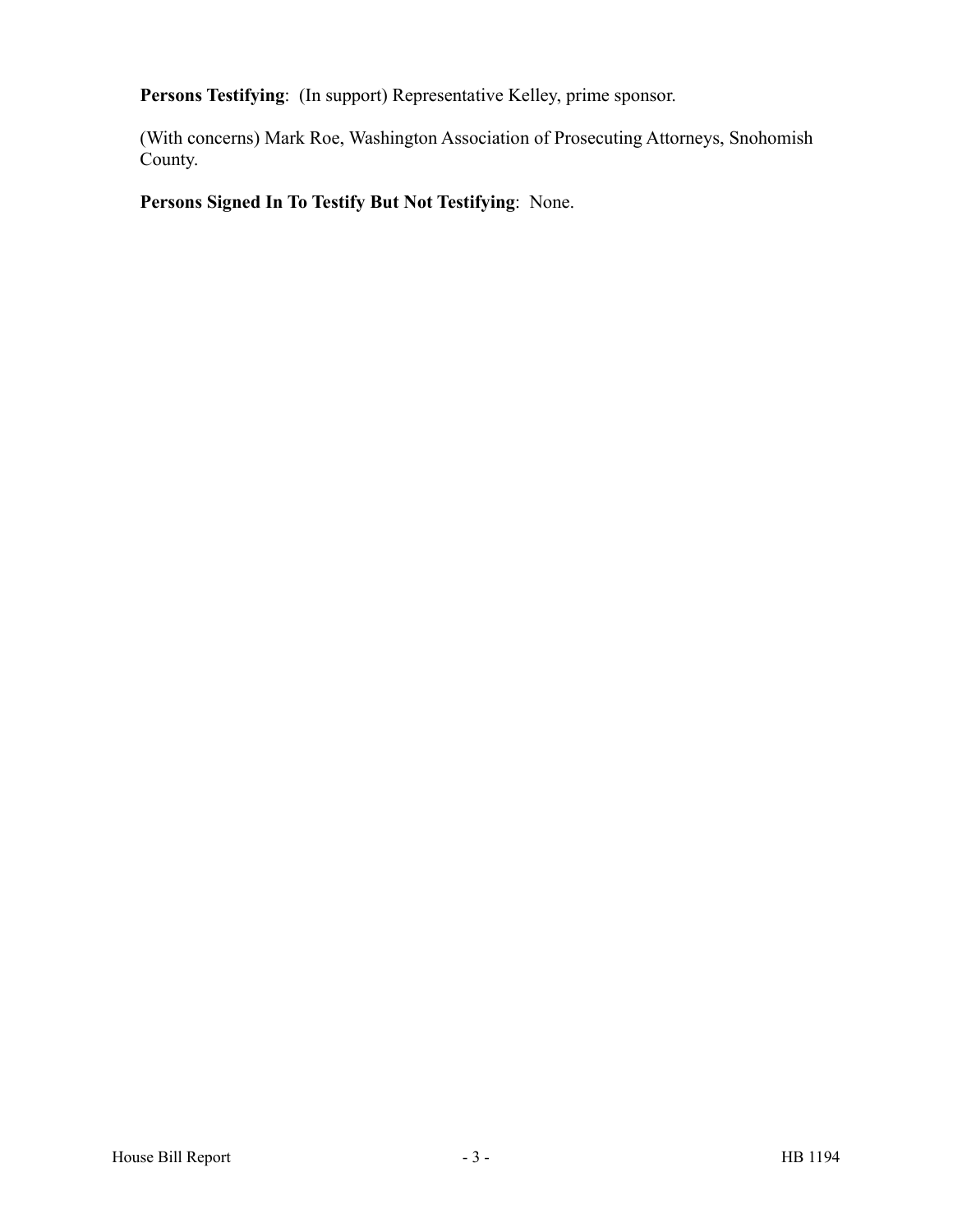**Persons Testifying**: (In support) Representative Kelley, prime sponsor.

(With concerns) Mark Roe, Washington Association of Prosecuting Attorneys, Snohomish County.

**Persons Signed In To Testify But Not Testifying**: None.